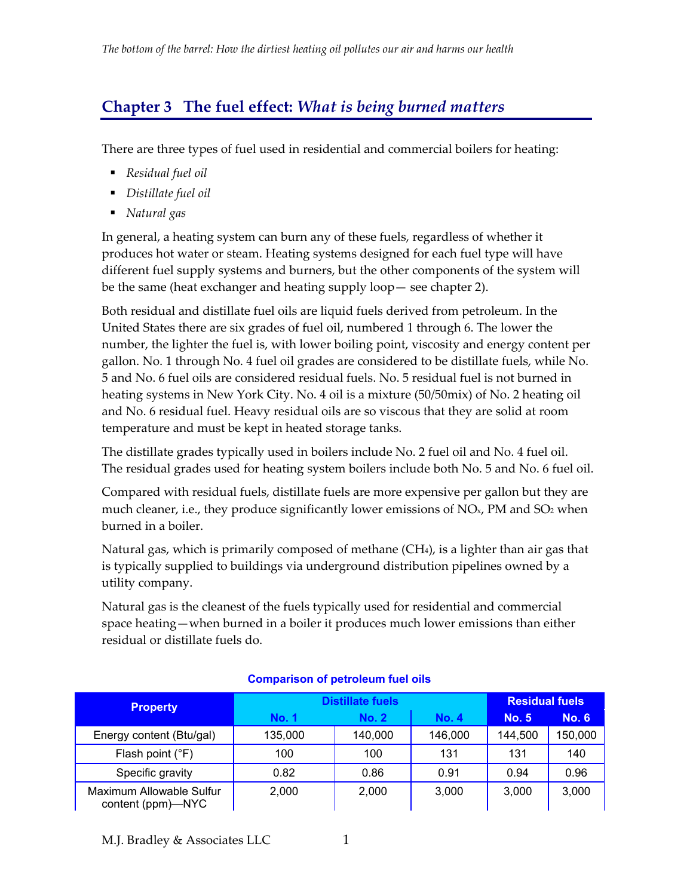## Chapter 3 The fuel effect: *What is being burned matters*

There are three types of fuel used in residential and commercial boilers for heating:

- *Residual fuel oil*
- *Distillate fuel oil*
- *Natural gas*

In general, a heating system can burn any of these fuels, regardless of whether it produces hot water or steam. Heating systems designed for each fuel type will have different fuel supply systems and burners, but the other components of the system will be the same (heat exchanger and heating supply loop— see chapter 2).

Both residual and distillate fuel oils are liquid fuels derived from petroleum. In the United States there are six grades of fuel oil, numbered 1 through 6. The lower the number, the lighter the fuel is, with lower boiling point, viscosity and energy content per gallon. No. 1 through No. 4 fuel oil grades are considered to be distillate fuels, while No. 5 and No. 6 fuel oils are considered residual fuels. No. 5 residual fuel is not burned in heating systems in New York City. No. 4 oil is a mixture (50/50mix) of No. 2 heating oil and No. 6 residual fuel. Heavy residual oils are so viscous that they are solid at room temperature and must be kept in heated storage tanks.

The distillate grades typically used in boilers include No. 2 fuel oil and No. 4 fuel oil. The residual grades used for heating system boilers include both No. 5 and No. 6 fuel oil.

Compared with residual fuels, distillate fuels are more expensive per gallon but they are much cleaner, i.e., they produce significantly lower emissions of $NO_x$, PM and $SO_2$ when burned in a boiler.

Natural gas, which is primarily composed of methane ($CH_4$), is a lighter than air gas that is typically supplied to buildings via underground distribution pipelines owned by a utility company.

Natural gas is the cleanest of the fuels typically used for residential and commercial space heating—when burned in a boiler it produces much lower emissions than either residual or distillate fuels do.

**Comparison of petroleum fuel oils**

| Property | Distillate fuels | | | Residual fuels | |
|---|---|---|---|---|---|
| | No. 1 | No. 2 | No. 4 | No. 5 | No. 6 |
| Energy content (Btu/gal) | 135,000 | 140,000 | 146,000 | 144,500 | 150,000 |
| Flash point (°F) | 100 | 100 | 131 | 131 | 140 |
| Specific gravity | 0.82 | 0.86 | 0.91 | 0.94 | 0.96 |
| Maximum Allowable Sulfur content (ppm)—NYC | 2,000 | 2,000 | 3,000 | 3,000 | 3,000 |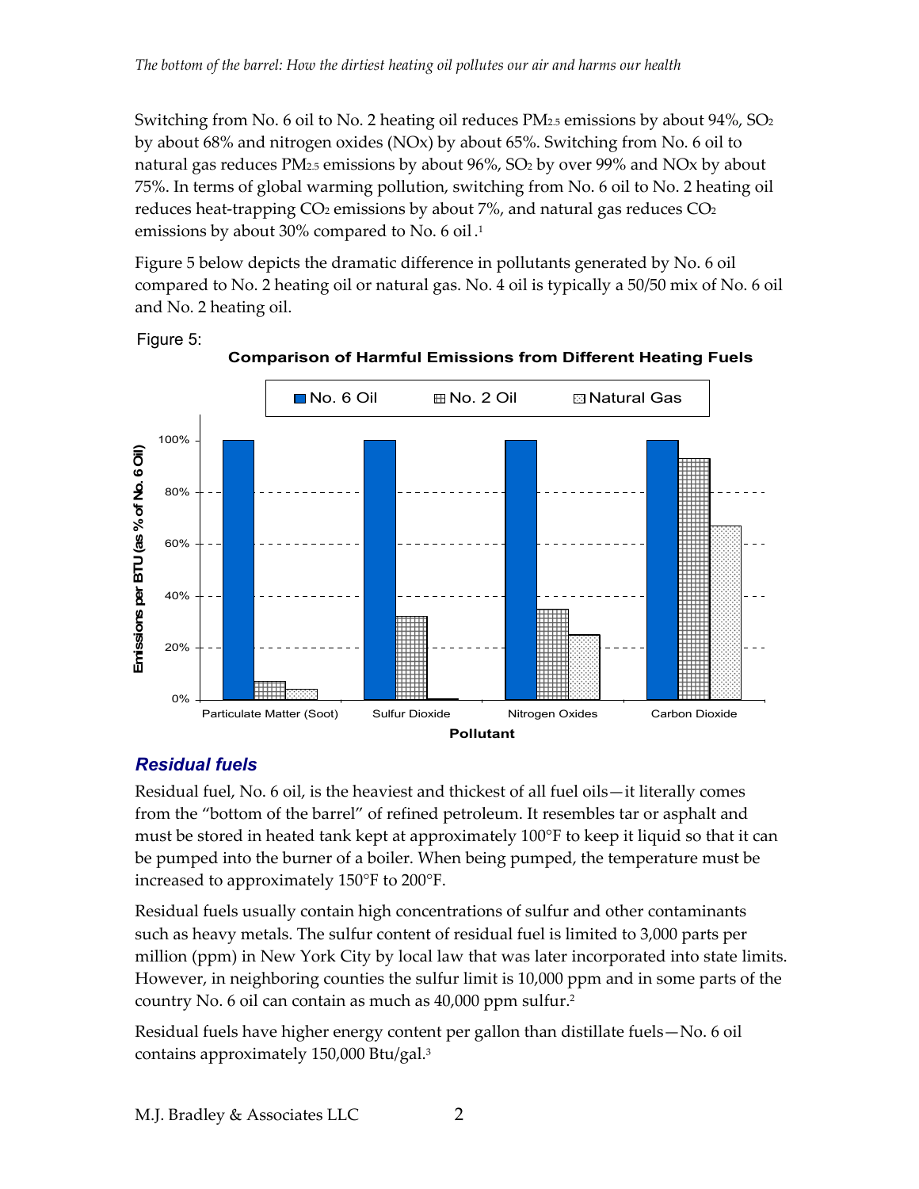Switching from No. 6 oil to No. 2 heating oil reduces $PM_{2.5}$ emissions by about 94%, $SO_2$ by about 68% and nitrogen oxides (NOx) by about 65%. Switching from No. 6 oil to natural gas reduces $PM_{2.5}$ emissions by about 96%, $SO_2$ by over 99% and NOx by about 75%. In terms of global warming pollution, switching from No. 6 oil to No. 2 heating oil reduces heat-trapping $CO_2$ emissions by about 7%, and natural gas reduces $CO_2$ emissions by about 30% compared to No. 6 oil.[1]

Figure 5 below depicts the dramatic difference in pollutants generated by No. 6 oil compared to No. 2 heating oil or natural gas. No. 4 oil is typically a 50/50 mix of No. 6 oil and No. 2 heating oil.

Figure 5:

**Comparison of Harmful Emissions from Different Heating Fuels**

## *Residual fuels*

Residual fuel, No. 6 oil, is the heaviest and thickest of all fuel oils—it literally comes from the "bottom of the barrel" of refined petroleum. It resembles tar or asphalt and must be stored in heated tank kept at approximately 100°F to keep it liquid so that it can be pumped into the burner of a boiler. When being pumped, the temperature must be increased to approximately 150°F to 200°F.

Residual fuels usually contain high concentrations of sulfur and other contaminants such as heavy metals. The sulfur content of residual fuel is limited to 3,000 parts per million (ppm) in New York City by local law that was later incorporated into state limits. However, in neighboring counties the sulfur limit is 10,000 ppm and in some parts of the country No. 6 oil can contain as much as 40,000 ppm sulfur.[2]

Residual fuels have higher energy content per gallon than distillate fuels—No. 6 oil contains approximately 150,000 Btu/gal.[3]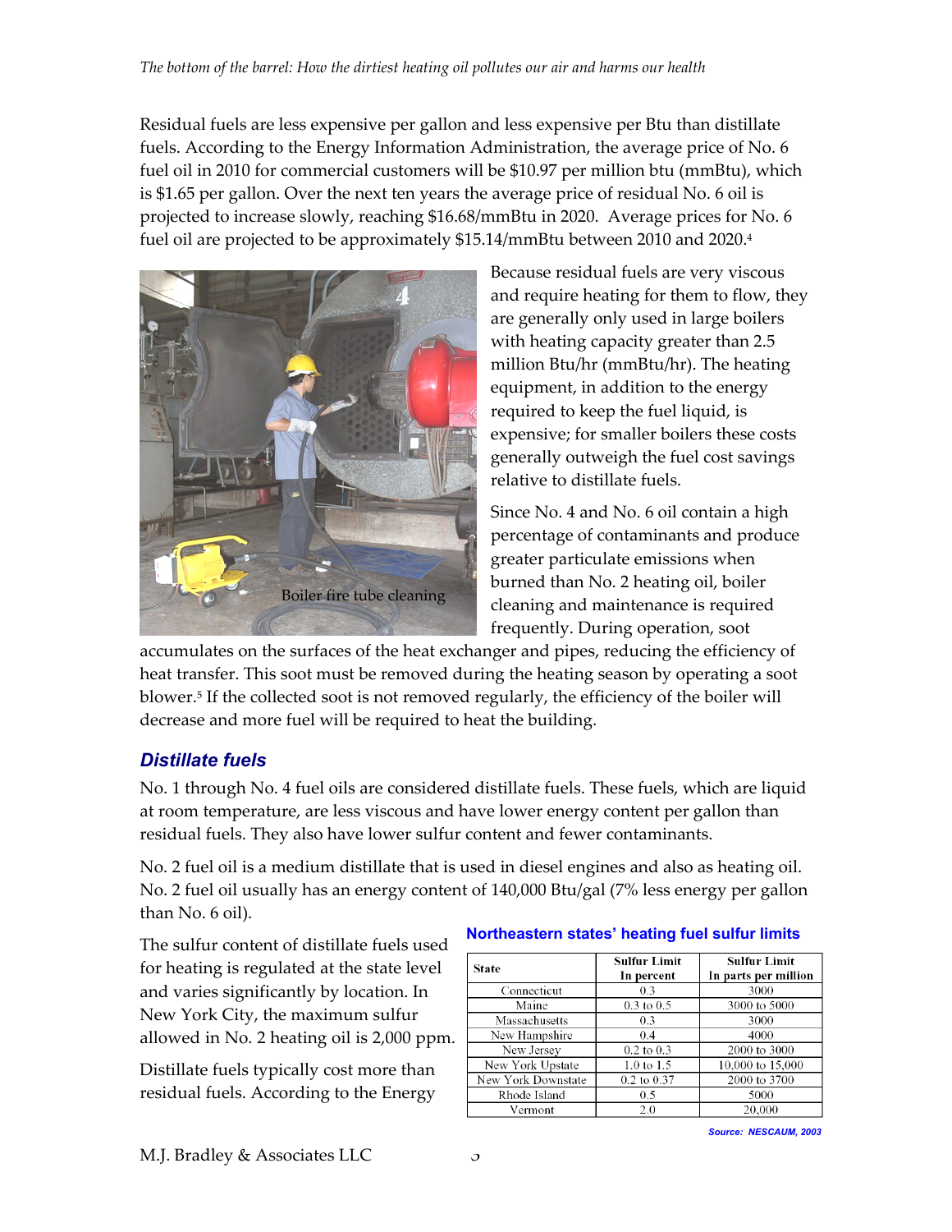Residual fuels are less expensive per gallon and less expensive per Btu than distillate fuels. According to the Energy Information Administration, the average price of No. 6 fuel oil in 2010 for commercial customers will be $10.97 per million btu (mmBtu), which is $1.65 per gallon. Over the next ten years the average price of residual No. 6 oil is projected to increase slowly, reaching $16.68/mmBtu in 2020. Average prices for No. 6 fuel oil are projected to be approximately $15.14/mmBtu between 2010 and 2020.[4]

Boiler fire tube cleaning

Because residual fuels are very viscous and require heating for them to flow, they are generally only used in large boilers with heating capacity greater than 2.5 million Btu/hr (mmBtu/hr). The heating equipment, in addition to the energy required to keep the fuel liquid, is expensive; for smaller boilers these costs generally outweigh the fuel cost savings relative to distillate fuels.

Since No. 4 and No. 6 oil contain a high percentage of contaminants and produce greater particulate emissions when burned than No. 2 heating oil, boiler cleaning and maintenance is required frequently. During operation, soot accumulates on the surfaces of the heat exchanger and pipes, reducing the efficiency of heat transfer. This soot must be removed during the heating season by operating a soot blower.[5] If the collected soot is not removed regularly, the efficiency of the boiler will decrease and more fuel will be required to heat the building.

## Distillate fuels

No. 1 through No. 4 fuel oils are considered distillate fuels. These fuels, which are liquid at room temperature, are less viscous and have lower energy content per gallon than residual fuels. They also have lower sulfur content and fewer contaminants.

No. 2 fuel oil is a medium distillate that is used in diesel engines and also as heating oil. No. 2 fuel oil usually has an energy content of 140,000 Btu/gal (7% less energy per gallon than No. 6 oil).

The sulfur content of distillate fuels used for heating is regulated at the state level and varies significantly by location. In New York City, the maximum sulfur allowed in No. 2 heating oil is 2,000 ppm.

**Northeastern states' heating fuel sulfur limits**

| State | Sulfur Limit In percent | Sulfur Limit In parts per million |
|---|---|---|
| Connecticut | 0.3 | 3000 |
| Maine | 0.3 to 0.5 | 3000 to 5000 |
| Massachusetts | 0.3 | 3000 |
| New Hampshire | 0.4 | 4000 |
| New Jersey | 0.2 to 0.3 | 2000 to 3000 |
| New York Upstate | 1.0 to 1.5 | 10,000 to 15,000 |
| New York Downstate | 0.2 to 0.37 | 2000 to 3700 |
| Rhode Island | 0.5 | 5000 |
| Vermont | 2.0 | 20,000 |

*Source: NESCAUM, 2003*

Distillate fuels typically cost more than residual fuels. According to the Energy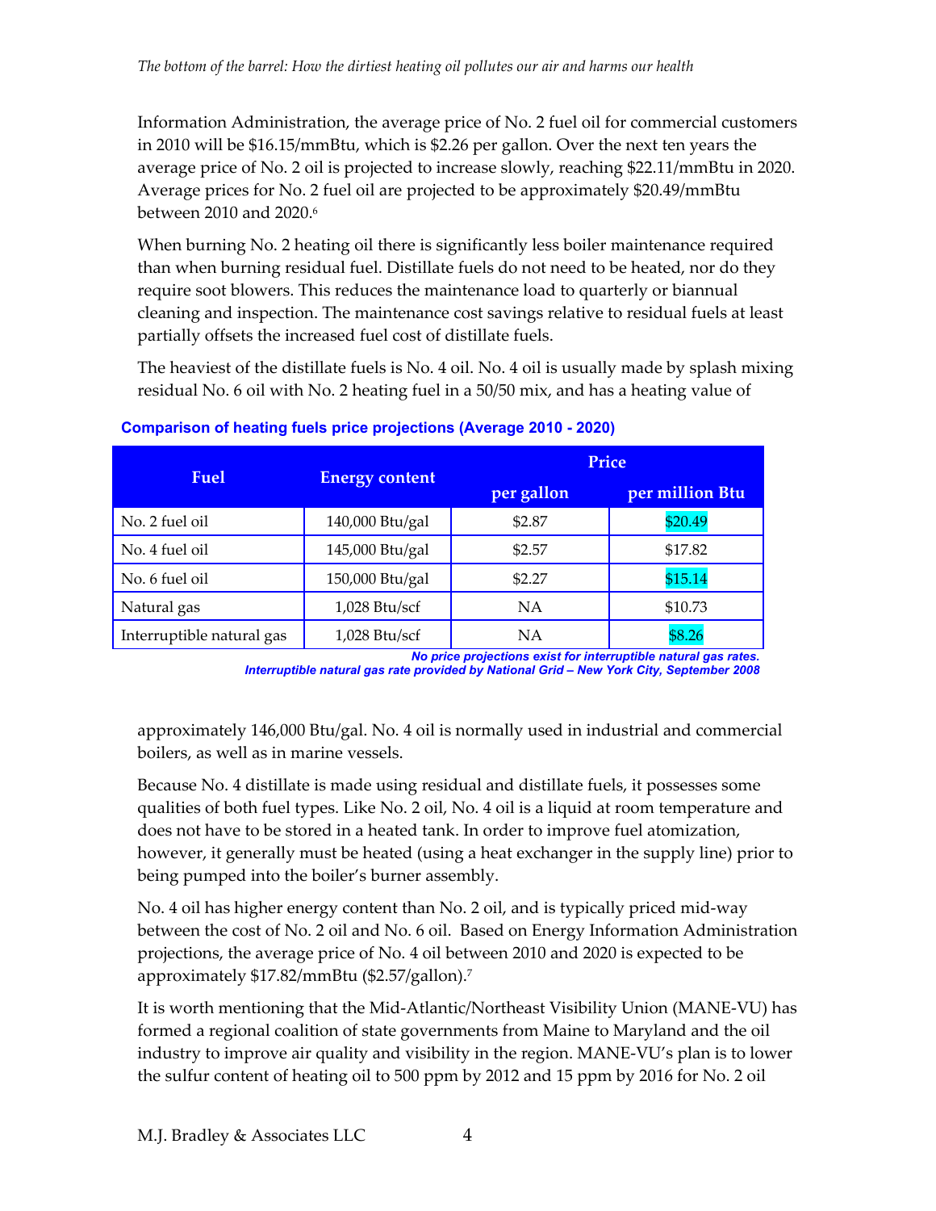Information Administration, the average price of No. 2 fuel oil for commercial customers in 2010 will be $16.15/mmBtu, which is $2.26 per gallon. Over the next ten years the average price of No. 2 oil is projected to increase slowly, reaching $22.11/mmBtu in 2020. Average prices for No. 2 fuel oil are projected to be approximately $20.49/mmBtu between 2010 and 2020.[6]

When burning No. 2 heating oil there is significantly less boiler maintenance required than when burning residual fuel. Distillate fuels do not need to be heated, nor do they require soot blowers. This reduces the maintenance load to quarterly or biannual cleaning and inspection. The maintenance cost savings relative to residual fuels at least partially offsets the increased fuel cost of distillate fuels.

The heaviest of the distillate fuels is No. 4 oil. No. 4 oil is usually made by splash mixing residual No. 6 oil with No. 2 heating fuel in a 50/50 mix, and has a heating value of approximately 146,000 Btu/gal. No. 4 oil is normally used in industrial and commercial boilers, as well as in marine vessels.

**Comparison of heating fuels price projections (Average 2010 - 2020)**

| Fuel | Energy content | Price | |
|---|---|---|---|
| | | per gallon | per million Btu |
| No. 2 fuel oil | 140,000 Btu/gal | $2.87 | $20.49 |
| No. 4 fuel oil | 145,000 Btu/gal | $2.57 | $17.82 |
| No. 6 fuel oil | 150,000 Btu/gal | $2.27 | $15.14 |
| Natural gas | 1,028 Btu/scf | NA | $10.73 |
| Interruptible natural gas | 1,028 Btu/scf | NA | $8.26 |

*No price projections exist for interruptible natural gas rates.*
*Interruptible natural gas rate provided by National Grid – New York City, September 2008*

Because No. 4 distillate is made using residual and distillate fuels, it possesses some qualities of both fuel types. Like No. 2 oil, No. 4 oil is a liquid at room temperature and does not have to be stored in a heated tank. In order to improve fuel atomization, however, it generally must be heated (using a heat exchanger in the supply line) prior to being pumped into the boiler's burner assembly.

No. 4 oil has higher energy content than No. 2 oil, and is typically priced mid-way between the cost of No. 2 oil and No. 6 oil. Based on Energy Information Administration projections, the average price of No. 4 oil between 2010 and 2020 is expected to be approximately $17.82/mmBtu ($2.57/gallon).[7]

It is worth mentioning that the Mid-Atlantic/Northeast Visibility Union (MANE-VU) has formed a regional coalition of state governments from Maine to Maryland and the oil industry to improve air quality and visibility in the region. MANE-VU's plan is to lower the sulfur content of heating oil to 500 ppm by 2012 and 15 ppm by 2016 for No. 2 oil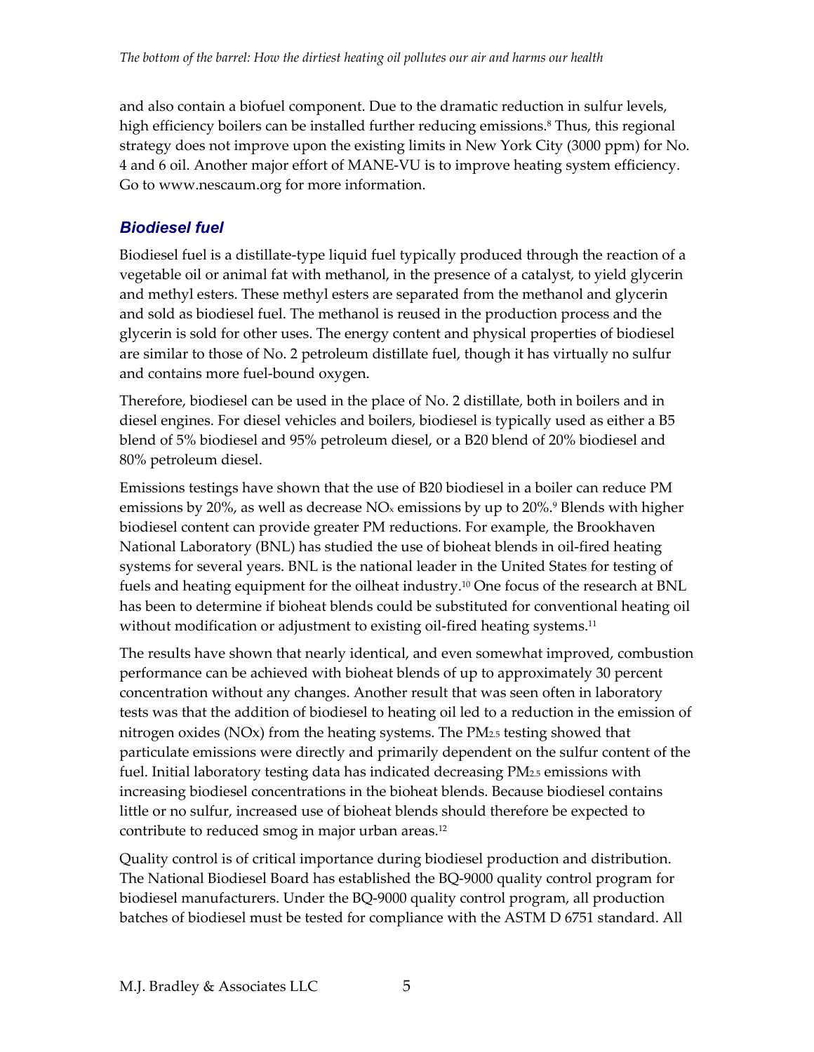and also contain a biofuel component. Due to the dramatic reduction in sulfur levels, high efficiency boilers can be installed further reducing emissions.[8] Thus, this regional strategy does not improve upon the existing limits in New York City (3000 ppm) for No. 4 and 6 oil. Another major effort of MANE-VU is to improve heating system efficiency. Go to www.nescaum.org for more information.

### *Biodiesel fuel*

Biodiesel fuel is a distillate-type liquid fuel typically produced through the reaction of a vegetable oil or animal fat with methanol, in the presence of a catalyst, to yield glycerin and methyl esters. These methyl esters are separated from the methanol and glycerin and sold as biodiesel fuel. The methanol is reused in the production process and the glycerin is sold for other uses. The energy content and physical properties of biodiesel are similar to those of No. 2 petroleum distillate fuel, though it has virtually no sulfur and contains more fuel-bound oxygen.

Therefore, biodiesel can be used in the place of No. 2 distillate, both in boilers and in diesel engines. For diesel vehicles and boilers, biodiesel is typically used as either a B5 blend of 5% biodiesel and 95% petroleum diesel, or a B20 blend of 20% biodiesel and 80% petroleum diesel.

Emissions testings have shown that the use of B20 biodiesel in a boiler can reduce PM emissions by 20%, as well as decrease $NO_x$ emissions by up to 20%.[9] Blends with higher biodiesel content can provide greater PM reductions. For example, the Brookhaven National Laboratory (BNL) has studied the use of bioheat blends in oil-fired heating systems for several years. BNL is the national leader in the United States for testing of fuels and heating equipment for the oilheat industry.[10] One focus of the research at BNL has been to determine if bioheat blends could be substituted for conventional heating oil without modification or adjustment to existing oil-fired heating systems.[11]

The results have shown that nearly identical, and even somewhat improved, combustion performance can be achieved with bioheat blends of up to approximately 30 percent concentration without any changes. Another result that was seen often in laboratory tests was that the addition of biodiesel to heating oil led to a reduction in the emission of nitrogen oxides (NOx) from the heating systems. The $PM_{2.5}$ testing showed that particulate emissions were directly and primarily dependent on the sulfur content of the fuel. Initial laboratory testing data has indicated decreasing $PM_{2.5}$ emissions with increasing biodiesel concentrations in the bioheat blends. Because biodiesel contains little or no sulfur, increased use of bioheat blends should therefore be expected to contribute to reduced smog in major urban areas.[12]

Quality control is of critical importance during biodiesel production and distribution. The National Biodiesel Board has established the BQ-9000 quality control program for biodiesel manufacturers. Under the BQ-9000 quality control program, all production batches of biodiesel must be tested for compliance with the ASTM D 6751 standard. All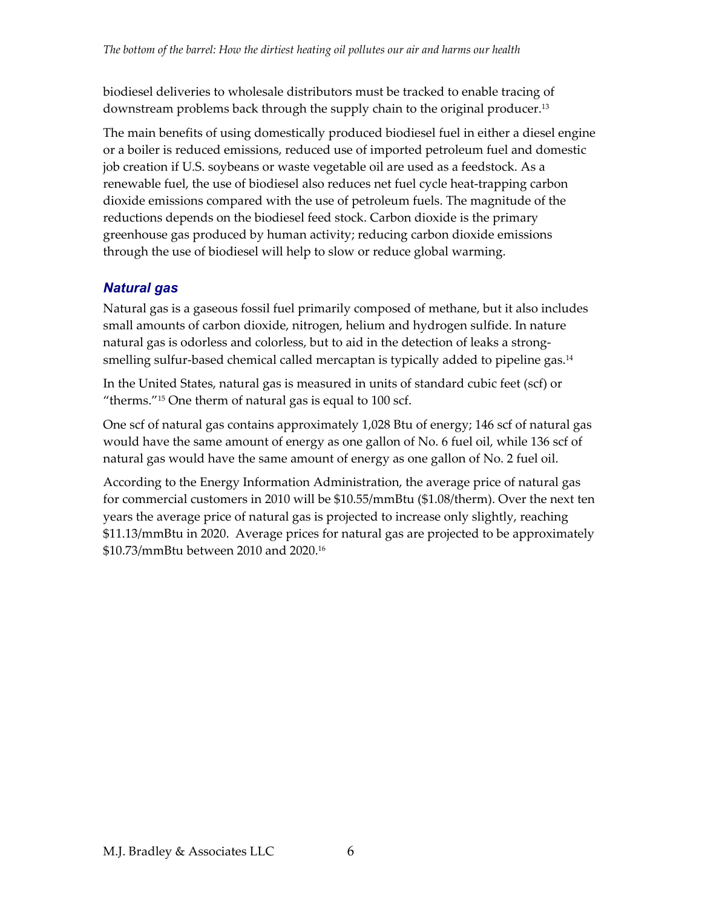biodiesel deliveries to wholesale distributors must be tracked to enable tracing of downstream problems back through the supply chain to the original producer.[13]

The main benefits of using domestically produced biodiesel fuel in either a diesel engine or a boiler is reduced emissions, reduced use of imported petroleum fuel and domestic job creation if U.S. soybeans or waste vegetable oil are used as a feedstock. As a renewable fuel, the use of biodiesel also reduces net fuel cycle heat-trapping carbon dioxide emissions compared with the use of petroleum fuels. The magnitude of the reductions depends on the biodiesel feed stock. Carbon dioxide is the primary greenhouse gas produced by human activity; reducing carbon dioxide emissions through the use of biodiesel will help to slow or reduce global warming.

### *Natural gas*

Natural gas is a gaseous fossil fuel primarily composed of methane, but it also includes small amounts of carbon dioxide, nitrogen, helium and hydrogen sulfide. In nature natural gas is odorless and colorless, but to aid in the detection of leaks a strong-smelling sulfur-based chemical called mercaptan is typically added to pipeline gas.[14]

In the United States, natural gas is measured in units of standard cubic feet (scf) or "therms."[15] One therm of natural gas is equal to 100 scf.

One scf of natural gas contains approximately 1,028 Btu of energy; 146 scf of natural gas would have the same amount of energy as one gallon of No. 6 fuel oil, while 136 scf of natural gas would have the same amount of energy as one gallon of No. 2 fuel oil.

According to the Energy Information Administration, the average price of natural gas for commercial customers in 2010 will be $10.55/mmBtu ($1.08/therm). Over the next ten years the average price of natural gas is projected to increase only slightly, reaching $11.13/mmBtu in 2020. Average prices for natural gas are projected to be approximately $10.73/mmBtu between 2010 and 2020.[16]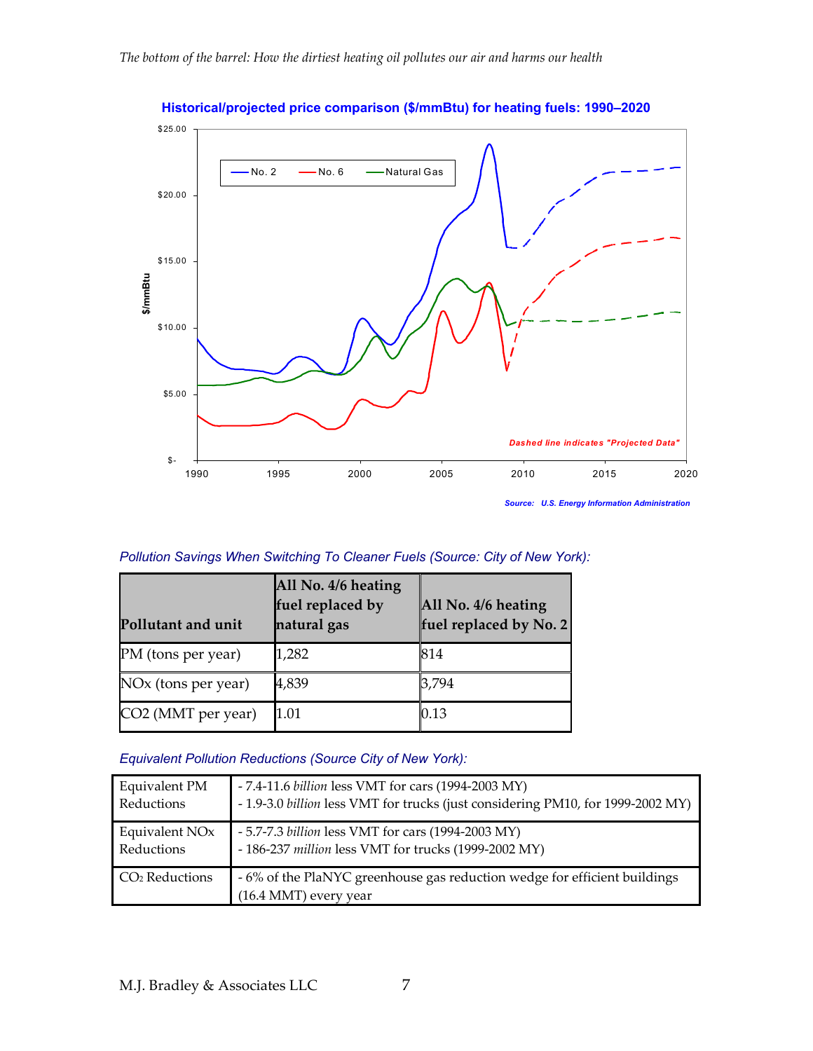**Historical/projected price comparison ($/mmBtu) for heating fuels: 1990–2020**

*Dashed line indicates "Projected Data"*

*Source: U.S. Energy Information Administration*

*Pollution Savings When Switching To Cleaner Fuels (Source: City of New York):*

| Pollutant and unit | All No. 4/6 heating fuel replaced by natural gas | All No. 4/6 heating fuel replaced by No. 2 |
|---|---|---|
| PM (tons per year) | 1,282 | 814 |
| NOx (tons per year) | 4,839 | 3,794 |
| CO2 (MMT per year) | 1.01 | 0.13 |

*Equivalent Pollution Reductions (Source City of New York):*

| | |
|---|---|
| Equivalent PM Reductions | - 7.4-11.6 *billion* less VMT for cars (1994-2003 MY)<br>- 1.9-3.0 *billion* less VMT for trucks (just considering PM10, for 1999-2002 MY) |
| Equivalent NOx Reductions | - 5.7-7.3 *billion* less VMT for cars (1994-2003 MY)<br>- 186-237 *million* less VMT for trucks (1999-2002 MY) |
| $CO_2$ Reductions | - 6% of the PlaNYC greenhouse gas reduction wedge for efficient buildings (16.4 MMT) every year |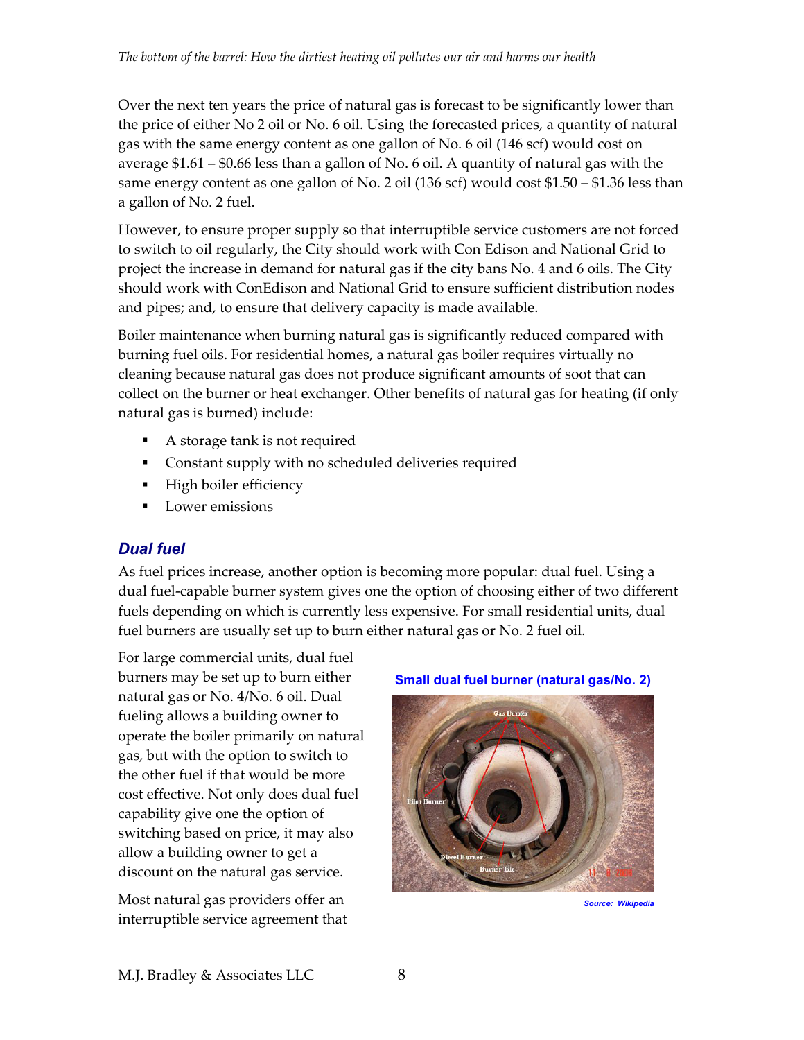Over the next ten years the price of natural gas is forecast to be significantly lower than the price of either No 2 oil or No. 6 oil. Using the forecasted prices, a quantity of natural gas with the same energy content as one gallon of No. 6 oil (146 scf) would cost on average $1.61 – $0.66 less than a gallon of No. 6 oil. A quantity of natural gas with the same energy content as one gallon of No. 2 oil (136 scf) would cost $1.50 – $1.36 less than a gallon of No. 2 fuel.

However, to ensure proper supply so that interruptible service customers are not forced to switch to oil regularly, the City should work with Con Edison and National Grid to project the increase in demand for natural gas if the city bans No. 4 and 6 oils. The City should work with ConEdison and National Grid to ensure sufficient distribution nodes and pipes; and, to ensure that delivery capacity is made available.

Boiler maintenance when burning natural gas is significantly reduced compared with burning fuel oils. For residential homes, a natural gas boiler requires virtually no cleaning because natural gas does not produce significant amounts of soot that can collect on the burner or heat exchanger. Other benefits of natural gas for heating (if only natural gas is burned) include:

- A storage tank is not required
- Constant supply with no scheduled deliveries required
- High boiler efficiency
- Lower emissions

### *Dual fuel*

As fuel prices increase, another option is becoming more popular: dual fuel. Using a dual fuel-capable burner system gives one the option of choosing either of two different fuels depending on which is currently less expensive. For small residential units, dual fuel burners are usually set up to burn either natural gas or No. 2 fuel oil.

For large commercial units, dual fuel burners may be set up to burn either natural gas or No. 4/No. 6 oil. Dual fueling allows a building owner to operate the boiler primarily on natural gas, but with the option to switch to the other fuel if that would be more cost effective. Not only does dual fuel capability give one the option of switching based on price, it may also allow a building owner to get a discount on the natural gas service.

**Small dual fuel burner (natural gas/No. 2)**

Source: Wikipedia

Most natural gas providers offer an interruptible service agreement that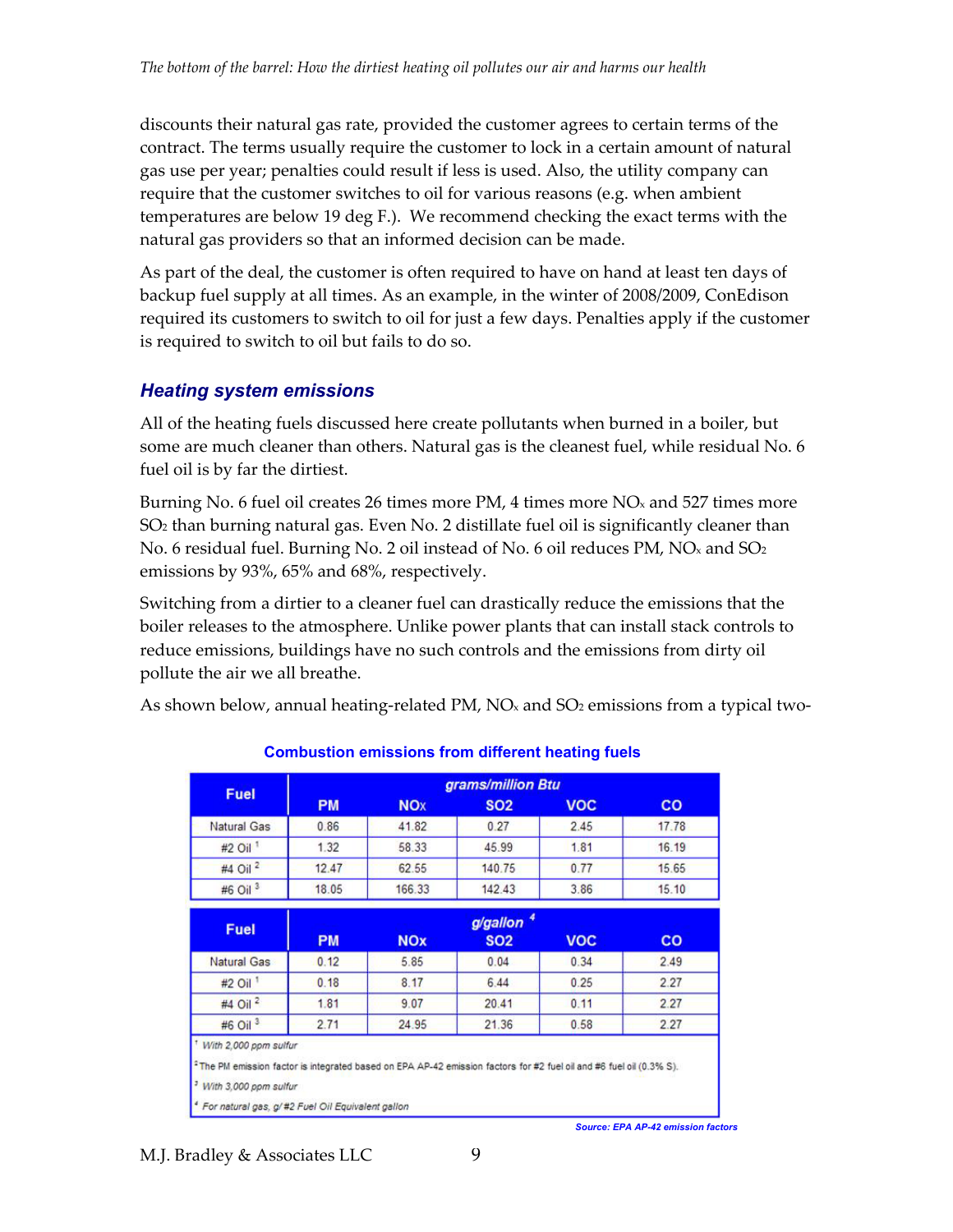discounts their natural gas rate, provided the customer agrees to certain terms of the contract. The terms usually require the customer to lock in a certain amount of natural gas use per year; penalties could result if less is used. Also, the utility company can require that the customer switches to oil for various reasons (e.g. when ambient temperatures are below 19 deg F.). We recommend checking the exact terms with the natural gas providers so that an informed decision can be made.

As part of the deal, the customer is often required to have on hand at least ten days of backup fuel supply at all times. As an example, in the winter of 2008/2009, ConEdison required its customers to switch to oil for just a few days. Penalties apply if the customer is required to switch to oil but fails to do so.

### Heating system emissions

All of the heating fuels discussed here create pollutants when burned in a boiler, but some are much cleaner than others. Natural gas is the cleanest fuel, while residual No. 6 fuel oil is by far the dirtiest.

Burning No. 6 fuel oil creates 26 times more PM, 4 times more $NO_x$ and 527 times more $SO_2$ than burning natural gas. Even No. 2 distillate fuel oil is significantly cleaner than No. 6 residual fuel. Burning No. 2 oil instead of No. 6 oil reduces PM, $NO_x$ and $SO_2$ emissions by 93%, 65% and 68%, respectively.

Switching from a dirtier to a cleaner fuel can drastically reduce the emissions that the boiler releases to the atmosphere. Unlike power plants that can install stack controls to reduce emissions, buildings have no such controls and the emissions from dirty oil pollute the air we all breathe.

As shown below, annual heating-related PM, $NO_x$ and $SO_2$ emissions from a typical two-

**Combustion emissions from different heating fuels**

| Fuel | grams/million Btu | | | | |
|---|---|---|---|---|---|
| | PM | NOx | SO2 | VOC | CO |
| Natural Gas | 0.86 | 41.82 | 0.27 | 2.45 | 17.78 |
| #2 Oil [1] | 1.32 | 58.33 | 45.99 | 1.81 | 16.19 |
| #4 Oil [2] | 12.47 | 62.55 | 140.75 | 0.77 | 15.65 |
| #6 Oil [3] | 18.05 | 166.33 | 142.43 | 3.86 | 15.10 |

| Fuel | g/gallon [4] | | | | |
|---|---|---|---|---|---|
| | PM | NOx | SO2 | VOC | CO |
| Natural Gas | 0.12 | 5.85 | 0.04 | 0.34 | 2.49 |
| #2 Oil [1] | 0.18 | 8.17 | 6.44 | 0.25 | 2.27 |
| #4 Oil [2] | 1.81 | 9.07 | 20.41 | 0.11 | 2.27 |
| #6 Oil [3] | 2.71 | 24.95 | 21.36 | 0.58 | 2.27 |

[1] *With 2,000 ppm sulfur*

[2] The PM emission factor is integrated based on EPA AP-42 emission factors for #2 fuel oil and #6 fuel oil (0.3% S).

[3] *With 3,000 ppm sulfur*

[4] *For natural gas, g/ #2 Fuel Oil Equivalent gallon*

*Source: EPA AP-42 emission factors*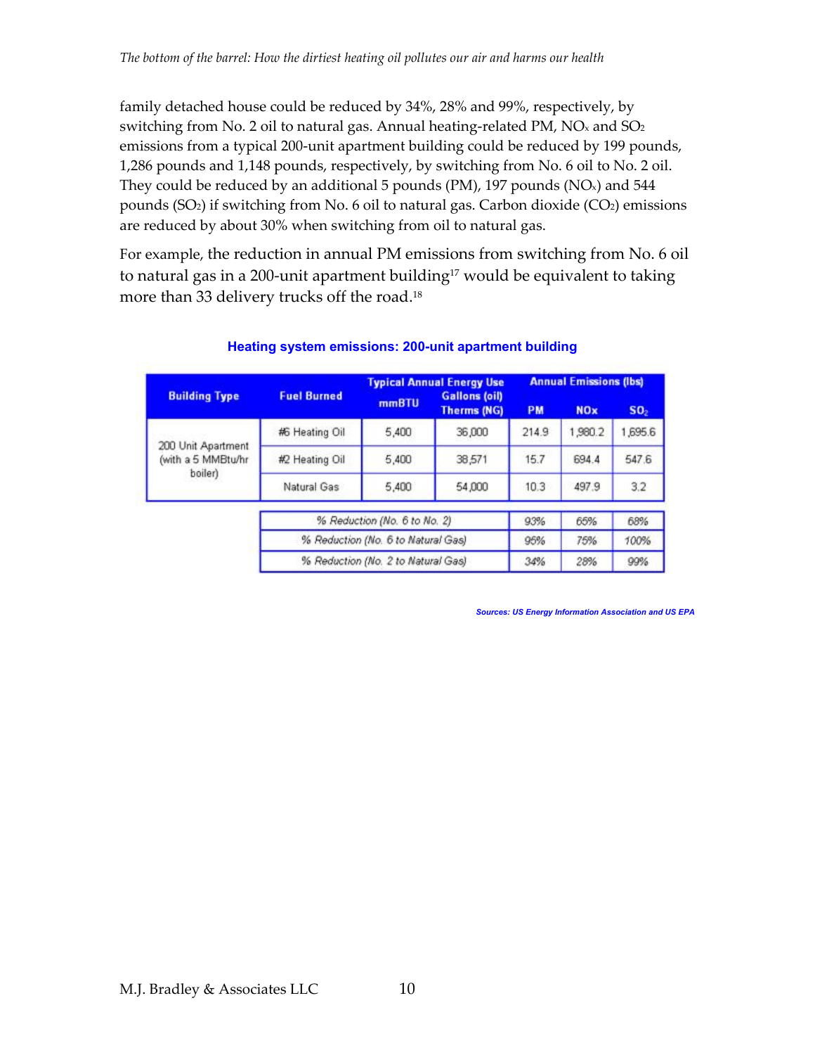family detached house could be reduced by 34%, 28% and 99%, respectively, by switching from No. 2 oil to natural gas. Annual heating-related PM, $NO_x$ and $SO_2$ emissions from a typical 200-unit apartment building could be reduced by 199 pounds, 1,286 pounds and 1,148 pounds, respectively, by switching from No. 6 oil to No. 2 oil. They could be reduced by an additional 5 pounds (PM), 197 pounds ($NO_x$) and 544 pounds ($SO_2$) if switching from No. 6 oil to natural gas. Carbon dioxide ($CO_2$) emissions are reduced by about 30% when switching from oil to natural gas.

For example, the reduction in annual PM emissions from switching from No. 6 oil to natural gas in a 200-unit apartment building[17] would be equivalent to taking more than 33 delivery trucks off the road.[18]

**Heating system emissions: 200-unit apartment building**

| Building Type | Fuel Burned | Typical Annual Energy Use | | Annual Emissions (lbs) | | |
|---|---|---|---|---|---|---|
| | | mmBTU | Gallons (oil) Therms (NG) | PM | NOx | $SO_2$ |
| 200 Unit Apartment (with a 5 MMBtu/hr boiler) | #6 Heating Oil | 5,400 | 36,000 | 214.9 | 1,980.2 | 1,695.6 |
| | #2 Heating Oil | 5,400 | 38,571 | 15.7 | 694.4 | 547.6 |
| | Natural Gas | 5,400 | 54,000 | 10.3 | 497.9 | 3.2 |
| | *% Reduction (No. 6 to No. 2)* | | | 93% | 65% | 68% |
| | *% Reduction (No. 6 to Natural Gas)* | | | 95% | 75% | 100% |
| | *% Reduction (No. 2 to Natural Gas)* | | | 34% | 28% | 99% |

*Sources: US Energy Information Association and US EPA*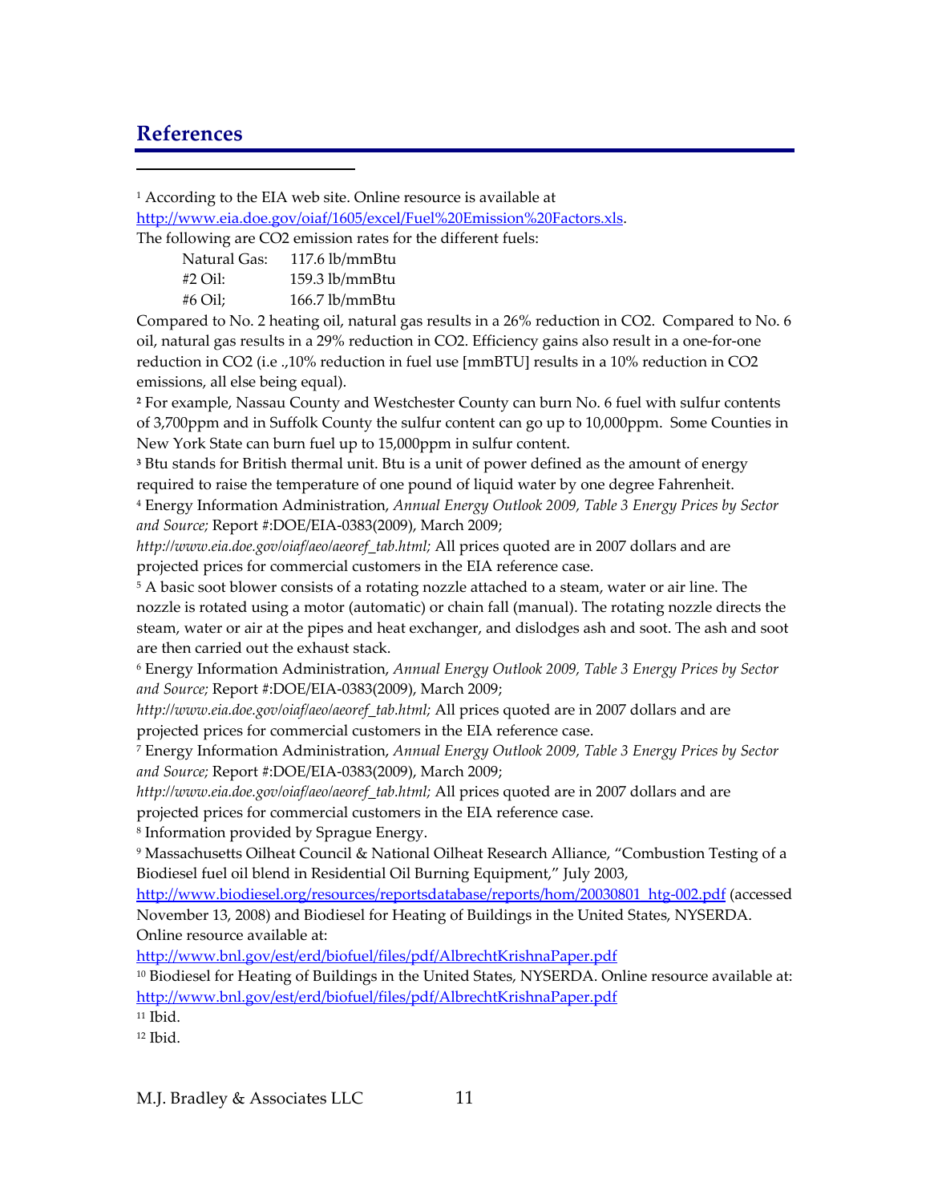## References

[1] According to the EIA web site. Online resource is available at http://www.eia.doe.gov/oiaf/1605/excel/Fuel%20Emission%20Factors.xls.
The following are CO2 emission rates for the different fuels:

| | |
|---|---|
| Natural Gas: | 117.6 lb/mmBtu |
| #2 Oil: | 159.3 lb/mmBtu |
| #6 Oil; | 166.7 lb/mmBtu |

Compared to No. 2 heating oil, natural gas results in a 26% reduction in CO2. Compared to No. 6 oil, natural gas results in a 29% reduction in CO2. Efficiency gains also result in a one-for-one reduction in CO2 (i.e .,10% reduction in fuel use [mmBTU] results in a 10% reduction in CO2 emissions, all else being equal).

[2] For example, Nassau County and Westchester County can burn No. 6 fuel with sulfur contents of 3,700ppm and in Suffolk County the sulfur content can go up to 10,000ppm. Some Counties in New York State can burn fuel up to 15,000ppm in sulfur content.

[3] Btu stands for British thermal unit. Btu is a unit of power defined as the amount of energy required to raise the temperature of one pound of liquid water by one degree Fahrenheit.

[4] Energy Information Administration, *Annual Energy Outlook 2009, Table 3 Energy Prices by Sector and Source;* Report #:DOE/EIA-0383(2009), March 2009; *http://www.eia.doe.gov/oiaf/aeo/aeoref_tab.html;* All prices quoted are in 2007 dollars and are projected prices for commercial customers in the EIA reference case.

[5] A basic soot blower consists of a rotating nozzle attached to a steam, water or air line. The nozzle is rotated using a motor (automatic) or chain fall (manual). The rotating nozzle directs the steam, water or air at the pipes and heat exchanger, and dislodges ash and soot. The ash and soot are then carried out the exhaust stack.

[6] Energy Information Administration, *Annual Energy Outlook 2009, Table 3 Energy Prices by Sector and Source;* Report #:DOE/EIA-0383(2009), March 2009; *http://www.eia.doe.gov/oiaf/aeo/aeoref_tab.html;* All prices quoted are in 2007 dollars and are projected prices for commercial customers in the EIA reference case.

[7] Energy Information Administration, *Annual Energy Outlook 2009, Table 3 Energy Prices by Sector and Source;* Report #:DOE/EIA-0383(2009), March 2009; *http://www.eia.doe.gov/oiaf/aeo/aeoref_tab.html;* All prices quoted are in 2007 dollars and are projected prices for commercial customers in the EIA reference case.

[8] Information provided by Sprague Energy.

[9] Massachusetts Oilheat Council & National Oilheat Research Alliance, "Combustion Testing of a Biodiesel fuel oil blend in Residential Oil Burning Equipment," July 2003, http://www.biodiesel.org/resources/reportsdatabase/reports/hom/20030801_htg-002.pdf (accessed November 13, 2008) and Biodiesel for Heating of Buildings in the United States, NYSERDA. Online resource available at: http://www.bnl.gov/est/erd/biofuel/files/pdf/AlbrechtKrishnaPaper.pdf

[10] Biodiesel for Heating of Buildings in the United States, NYSERDA. Online resource available at: http://www.bnl.gov/est/erd/biofuel/files/pdf/AlbrechtKrishnaPaper.pdf

[11] Ibid.

[12] Ibid.

M.J. Bradley & Associates LLC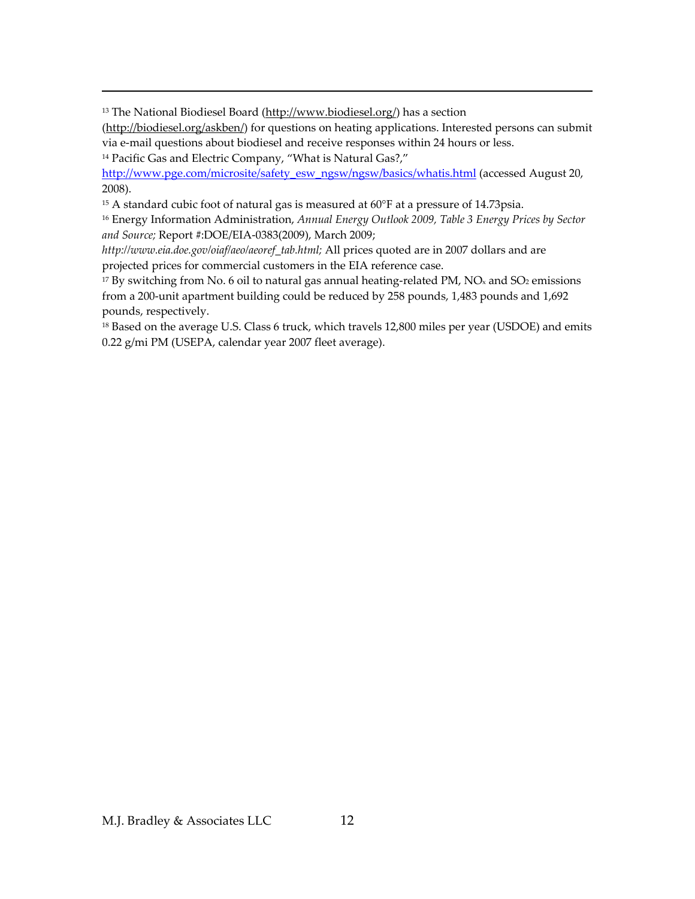[13] The National Biodiesel Board (http://www.biodiesel.org/) has a section (http://biodiesel.org/askben/) for questions on heating applications. Interested persons can submit via e-mail questions about biodiesel and receive responses within 24 hours or less.

[14] Pacific Gas and Electric Company, "What is Natural Gas?," http://www.pge.com/microsite/safety_esw_ngsw/ngsw/basics/whatis.html (accessed August 20, 2008).

[15] A standard cubic foot of natural gas is measured at 60°F at a pressure of 14.73psia.

[16] Energy Information Administration, *Annual Energy Outlook 2009, Table 3 Energy Prices by Sector and Source;* Report #:DOE/EIA-0383(2009), March 2009; *http://www.eia.doe.gov/oiaf/aeo/aeoref_tab.html;* All prices quoted are in 2007 dollars and are projected prices for commercial customers in the EIA reference case.

[17] By switching from No. 6 oil to natural gas annual heating-related PM, $NO_x$ and $SO_2$ emissions from a 200-unit apartment building could be reduced by 258 pounds, 1,483 pounds and 1,692 pounds, respectively.

[18] Based on the average U.S. Class 6 truck, which travels 12,800 miles per year (USDOE) and emits 0.22 g/mi PM (USEPA, calendar year 2007 fleet average).